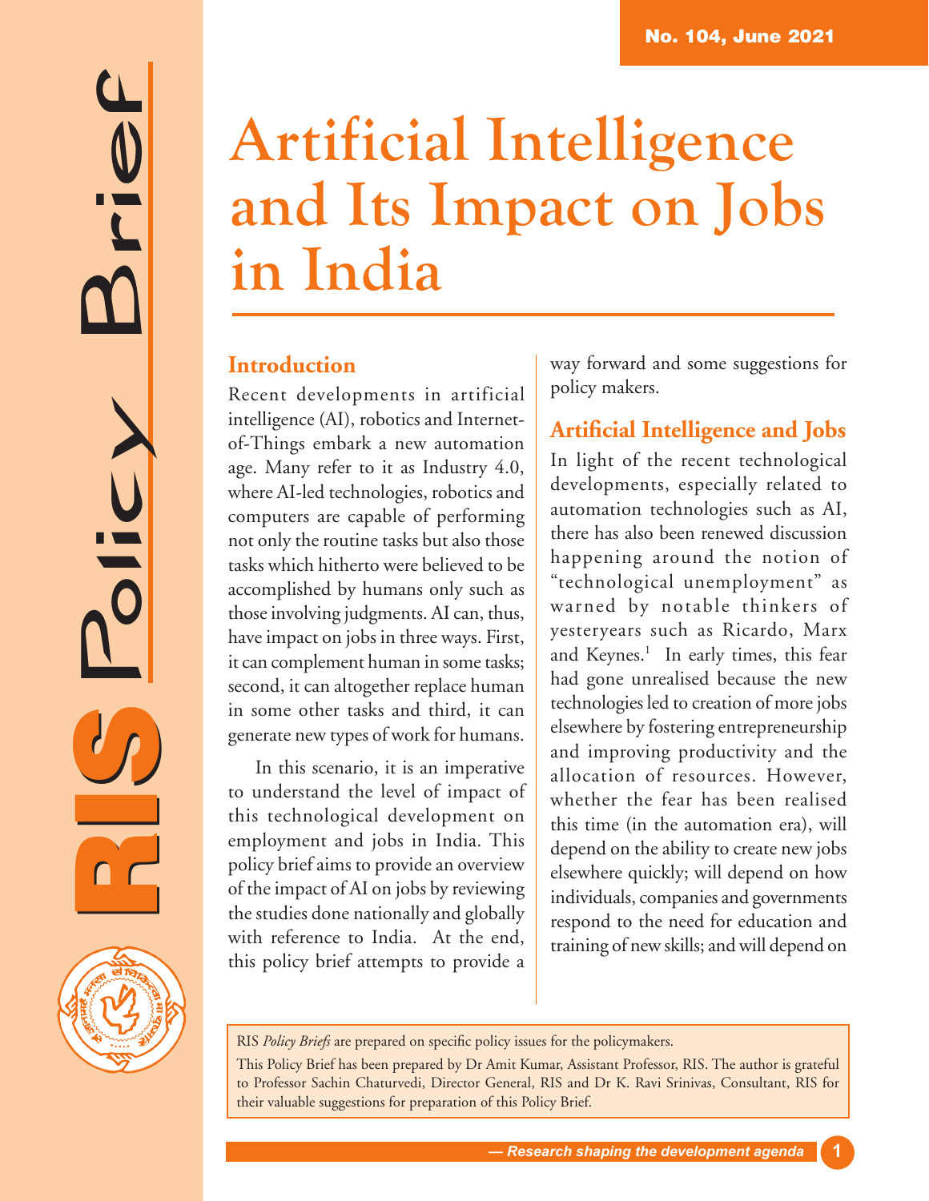No. 104, June 2021

# Artificial Intelligence and Its Impact on Jobs in India

## Introduction

Recent developments in artificial intelligence (AI), robotics and Internet-of-Things embark a new automation age. Many refer to it as Industry 4.0, where AI-led technologies, robotics and computers are capable of performing not only the routine tasks but also those tasks which hitherto were believed to be accomplished by humans only such as those involving judgments. AI can, thus, have impact on jobs in three ways. First, it can complement human in some tasks; second, it can altogether replace human in some other tasks and third, it can generate new types of work for humans.

In this scenario, it is an imperative to understand the level of impact of this technological development on employment and jobs in India. This policy brief aims to provide an overview of the impact of AI on jobs by reviewing the studies done nationally and globally with reference to India. At the end, this policy brief attempts to provide a way forward and some suggestions for policy makers.

## Artificial Intelligence and Jobs

In light of the recent technological developments, especially related to automation technologies such as AI, there has also been renewed discussion happening around the notion of "technological unemployment" as warned by notable thinkers of yesteryears such as Ricardo, Marx and Keynes.[1] In early times, this fear had gone unrealised because the new technologies led to creation of more jobs elsewhere by fostering entrepreneurship and improving productivity and the allocation of resources. However, whether the fear has been realised this time (in the automation era), will depend on the ability to create new jobs elsewhere quickly; will depend on how individuals, companies and governments respond to the need for education and training of new skills; and will depend on

RIS *Policy Briefs* are prepared on specific policy issues for the policymakers.

This Policy Brief has been prepared by Dr Amit Kumar, Assistant Professor, RIS. The author is grateful to Professor Sachin Chaturvedi, Director General, RIS and Dr K. Ravi Srinivas, Consultant, RIS for their valuable suggestions for preparation of this Policy Brief.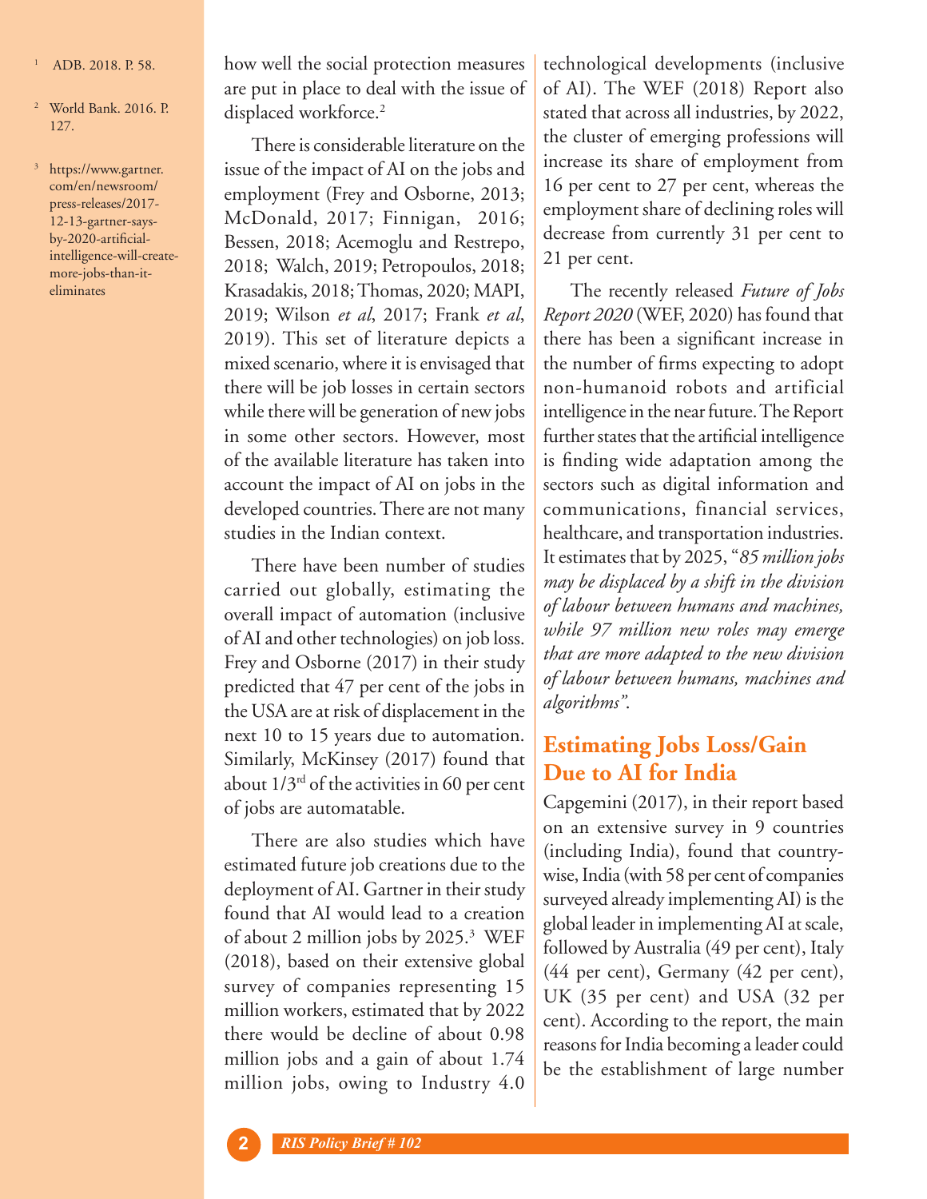how well the social protection measures are put in place to deal with the issue of displaced workforce.[2]

There is considerable literature on the issue of the impact of AI on the jobs and employment (Frey and Osborne, 2013; McDonald, 2017; Finnigan, 2016; Bessen, 2018; Acemoglu and Restrepo, 2018; Walch, 2019; Petropoulos, 2018; Krasadakis, 2018; Thomas, 2020; MAPI, 2019; Wilson *et al*, 2017; Frank *et al*, 2019). This set of literature depicts a mixed scenario, where it is envisaged that there will be job losses in certain sectors while there will be generation of new jobs in some other sectors. However, most of the available literature has taken into account the impact of AI on jobs in the developed countries. There are not many studies in the Indian context.

There have been number of studies carried out globally, estimating the overall impact of automation (inclusive of AI and other technologies) on job loss. Frey and Osborne (2017) in their study predicted that 47 per cent of the jobs in the USA are at risk of displacement in the next 10 to 15 years due to automation. Similarly, McKinsey (2017) found that about 1/3rd of the activities in 60 per cent of jobs are automatable.

There are also studies which have estimated future job creations due to the deployment of AI. Gartner in their study found that AI would lead to a creation of about 2 million jobs by 2025.[3] WEF (2018), based on their extensive global survey of companies representing 15 million workers, estimated that by 2022 there would be decline of about 0.98 million jobs and a gain of about 1.74 million jobs, owing to Industry 4.0 technological developments (inclusive of AI). The WEF (2018) Report also stated that across all industries, by 2022, the cluster of emerging professions will increase its share of employment from 16 per cent to 27 per cent, whereas the employment share of declining roles will decrease from currently 31 per cent to 21 per cent.

The recently released *Future of Jobs Report 2020* (WEF, 2020) has found that there has been a significant increase in the number of firms expecting to adopt non-humanoid robots and artificial intelligence in the near future. The Report further states that the artificial intelligence is finding wide adaptation among the sectors such as digital information and communications, financial services, healthcare, and transportation industries. It estimates that by 2025, "*85 million jobs may be displaced by a shift in the division of labour between humans and machines, while 97 million new roles may emerge that are more adapted to the new division of labour between humans, machines and algorithms"*.

## Estimating Jobs Loss/Gain Due to AI for India

Capgemini (2017), in their report based on an extensive survey in 9 countries (including India), found that country-wise, India (with 58 per cent of companies surveyed already implementing AI) is the global leader in implementing AI at scale, followed by Australia (49 per cent), Italy (44 per cent), Germany (42 per cent), UK (35 per cent) and USA (32 per cent). According to the report, the main reasons for India becoming a leader could be the establishment of large number

---

[1] ADB. 2018. P. 58.

[2] World Bank. 2016. P. 127.

[3] https://www.gartner.com/en/newsroom/press-releases/2017-12-13-gartner-says-by-2020-artificial-intelligence-will-create-more-jobs-than-it-eliminates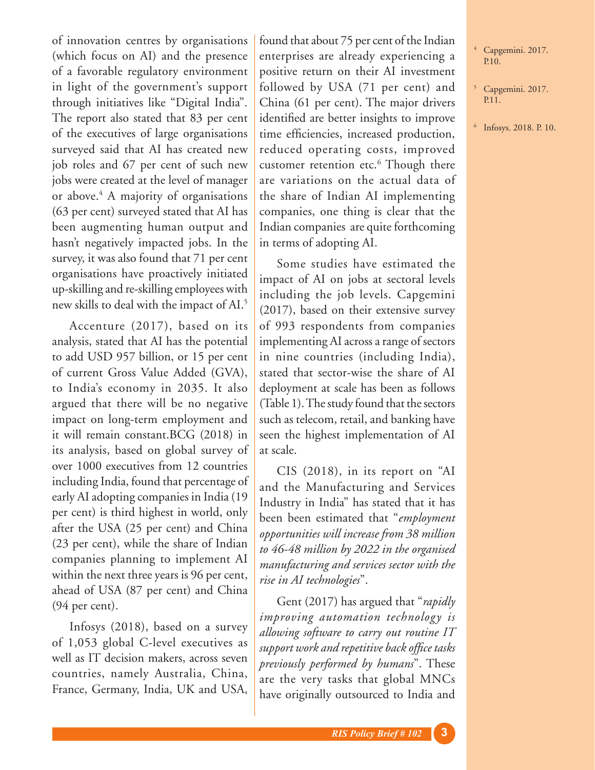of innovation centres by organisations (which focus on AI) and the presence of a favorable regulatory environment in light of the government's support through initiatives like "Digital India". The report also stated that 83 per cent of the executives of large organisations surveyed said that AI has created new job roles and 67 per cent of such new jobs were created at the level of manager or above.[4] A majority of organisations (63 per cent) surveyed stated that AI has been augmenting human output and hasn't negatively impacted jobs. In the survey, it was also found that 71 per cent organisations have proactively initiated up-skilling and re-skilling employees with new skills to deal with the impact of AI.[5]

Accenture (2017), based on its analysis, stated that AI has the potential to add USD 957 billion, or 15 per cent of current Gross Value Added (GVA), to India's economy in 2035. It also argued that there will be no negative impact on long-term employment and it will remain constant.BCG (2018) in its analysis, based on global survey of over 1000 executives from 12 countries including India, found that percentage of early AI adopting companies in India (19 per cent) is third highest in world, only after the USA (25 per cent) and China (23 per cent), while the share of Indian companies planning to implement AI within the next three years is 96 per cent, ahead of USA (87 per cent) and China (94 per cent).

Infosys (2018), based on a survey of 1,053 global C-level executives as well as IT decision makers, across seven countries, namely Australia, China, France, Germany, India, UK and USA, found that about 75 per cent of the Indian enterprises are already experiencing a positive return on their AI investment followed by USA (71 per cent) and China (61 per cent). The major drivers identified are better insights to improve time efficiencies, increased production, reduced operating costs, improved customer retention etc.[6] Though there are variations on the actual data of the share of Indian AI implementing companies, one thing is clear that the Indian companies are quite forthcoming in terms of adopting AI.

Some studies have estimated the impact of AI on jobs at sectoral levels including the job levels. Capgemini (2017), based on their extensive survey of 993 respondents from companies implementing AI across a range of sectors in nine countries (including India), stated that sector-wise the share of AI deployment at scale has been as follows (Table 1). The study found that the sectors such as telecom, retail, and banking have seen the highest implementation of AI at scale.

CIS (2018), in its report on "AI and the Manufacturing and Services Industry in India" has stated that it has been been estimated that "*employment opportunities will increase from 38 million to 46-48 million by 2022 in the organised manufacturing and services sector with the rise in AI technologies*".

Gent (2017) has argued that "*rapidly improving automation technology is allowing software to carry out routine IT support work and repetitive back office tasks previously performed by humans*". These are the very tasks that global MNCs have originally outsourced to India and

[4] Capgemini. 2017. P.10.

[5] Capgemini. 2017. P.11.

[6] Infosys. 2018. P. 10.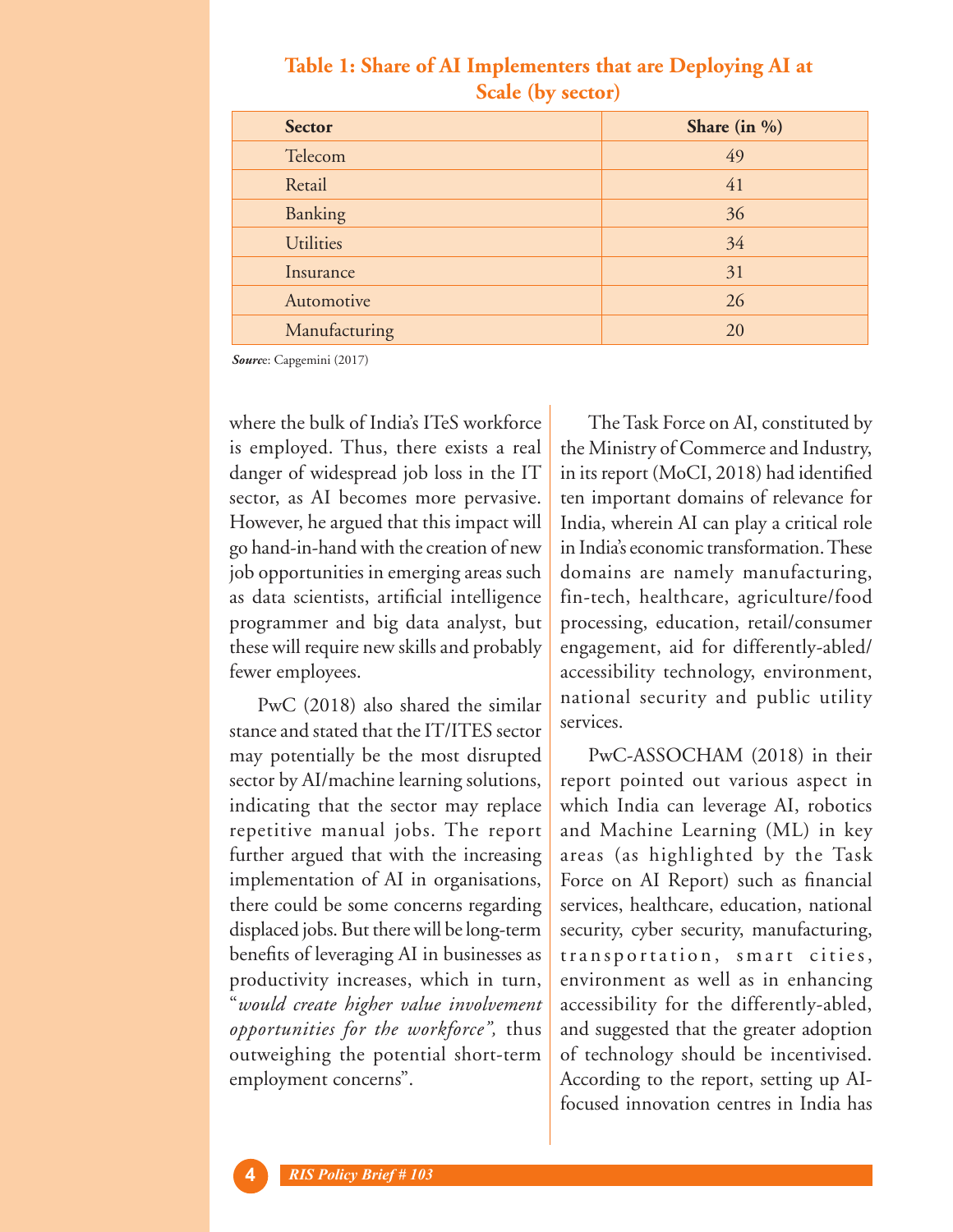**Table 1: Share of AI Implementers that are Deploying AI at Scale (by sector)**

| Sector | Share (in %) |
| --- | --- |
| Telecom | 49 |
| Retail | 41 |
| Banking | 36 |
| Utilities | 34 |
| Insurance | 31 |
| Automotive | 26 |
| Manufacturing | 20 |

***Source***: Capgemini (2017)

where the bulk of India's ITeS workforce is employed. Thus, there exists a real danger of widespread job loss in the IT sector, as AI becomes more pervasive. However, he argued that this impact will go hand-in-hand with the creation of new job opportunities in emerging areas such as data scientists, artificial intelligence programmer and big data analyst, but these will require new skills and probably fewer employees.

PwC (2018) also shared the similar stance and stated that the IT/ITES sector may potentially be the most disrupted sector by AI/machine learning solutions, indicating that the sector may replace repetitive manual jobs. The report further argued that with the increasing implementation of AI in organisations, there could be some concerns regarding displaced jobs. But there will be long-term benefits of leveraging AI in businesses as productivity increases, which in turn, "*would create higher value involvement opportunities for the workforce",* thus outweighing the potential short-term employment concerns".

The Task Force on AI, constituted by the Ministry of Commerce and Industry, in its report (MoCI, 2018) had identified ten important domains of relevance for India, wherein AI can play a critical role in India's economic transformation. These domains are namely manufacturing, fin-tech, healthcare, agriculture/food processing, education, retail/consumer engagement, aid for differently-abled/ accessibility technology, environment, national security and public utility services.

PwC-ASSOCHAM (2018) in their report pointed out various aspect in which India can leverage AI, robotics and Machine Learning (ML) in key areas (as highlighted by the Task Force on AI Report) such as financial services, healthcare, education, national security, cyber security, manufacturing, transportation, smart cities, environment as well as in enhancing accessibility for the differently-abled, and suggested that the greater adoption of technology should be incentivised. According to the report, setting up AI-focused innovation centres in India has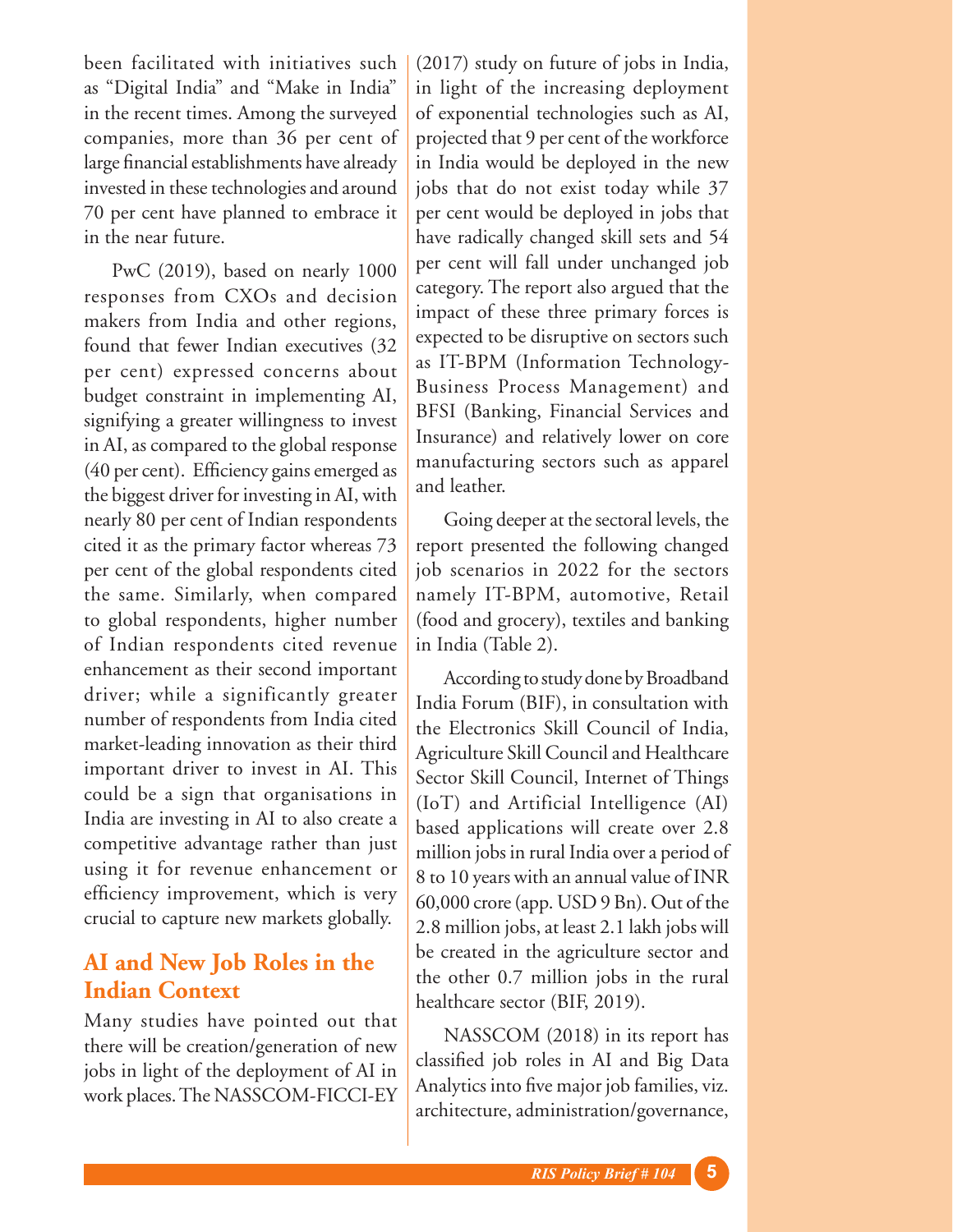been facilitated with initiatives such as "Digital India" and "Make in India" in the recent times. Among the surveyed companies, more than 36 per cent of large financial establishments have already invested in these technologies and around 70 per cent have planned to embrace it in the near future.

PwC (2019), based on nearly 1000 responses from CXOs and decision makers from India and other regions, found that fewer Indian executives (32 per cent) expressed concerns about budget constraint in implementing AI, signifying a greater willingness to invest in AI, as compared to the global response (40 per cent). Efficiency gains emerged as the biggest driver for investing in AI, with nearly 80 per cent of Indian respondents cited it as the primary factor whereas 73 per cent of the global respondents cited the same. Similarly, when compared to global respondents, higher number of Indian respondents cited revenue enhancement as their second important driver; while a significantly greater number of respondents from India cited market-leading innovation as their third important driver to invest in AI. This could be a sign that organisations in India are investing in AI to also create a competitive advantage rather than just using it for revenue enhancement or efficiency improvement, which is very crucial to capture new markets globally.

## AI and New Job Roles in the Indian Context

Many studies have pointed out that there will be creation/generation of new jobs in light of the deployment of AI in work places. The NASSCOM-FICCI-EY (2017) study on future of jobs in India, in light of the increasing deployment of exponential technologies such as AI, projected that 9 per cent of the workforce in India would be deployed in the new jobs that do not exist today while 37 per cent would be deployed in jobs that have radically changed skill sets and 54 per cent will fall under unchanged job category. The report also argued that the impact of these three primary forces is expected to be disruptive on sectors such as IT-BPM (Information Technology-Business Process Management) and BFSI (Banking, Financial Services and Insurance) and relatively lower on core manufacturing sectors such as apparel and leather.

Going deeper at the sectoral levels, the report presented the following changed job scenarios in 2022 for the sectors namely IT-BPM, automotive, Retail (food and grocery), textiles and banking in India (Table 2).

According to study done by Broadband India Forum (BIF), in consultation with the Electronics Skill Council of India, Agriculture Skill Council and Healthcare Sector Skill Council, Internet of Things (IoT) and Artificial Intelligence (AI) based applications will create over 2.8 million jobs in rural India over a period of 8 to 10 years with an annual value of INR 60,000 crore (app. USD 9 Bn). Out of the 2.8 million jobs, at least 2.1 lakh jobs will be created in the agriculture sector and the other 0.7 million jobs in the rural healthcare sector (BIF, 2019).

NASSCOM (2018) in its report has classified job roles in AI and Big Data Analytics into five major job families, viz. architecture, administration/governance,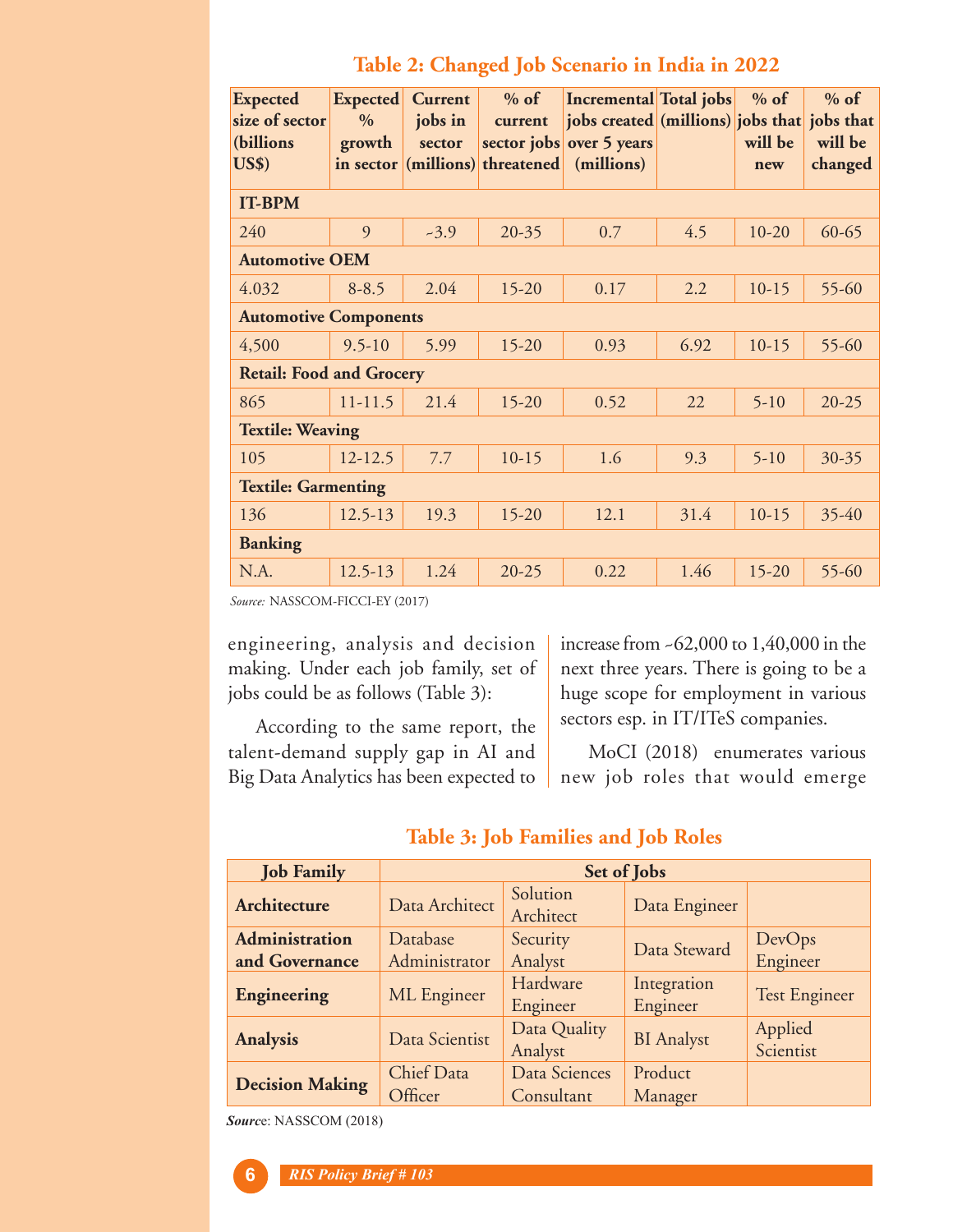**Table 2: Changed Job Scenario in India in 2022**

| Expected size of sector (billions US$) | Expected % growth in sector | Current jobs in sector (millions) | % of current sector jobs threatened | Incremental jobs created over 5 years (millions) | Total jobs (millions) | % of jobs that will be new | % of jobs that will be changed |
|---|---|---|---|---|---|---|---|
| **IT-BPM** | | | | | | | |
| 240 | 9 | ~3.9 | 20-35 | 0.7 | 4.5 | 10-20 | 60-65 |
| **Automotive OEM** | | | | | | | |
| 4.032 | 8-8.5 | 2.04 | 15-20 | 0.17 | 2.2 | 10-15 | 55-60 |
| **Automotive Components** | | | | | | | |
| 4,500 | 9.5-10 | 5.99 | 15-20 | 0.93 | 6.92 | 10-15 | 55-60 |
| **Retail: Food and Grocery** | | | | | | | |
| 865 | 11-11.5 | 21.4 | 15-20 | 0.52 | 22 | 5-10 | 20-25 |
| **Textile: Weaving** | | | | | | | |
| 105 | 12-12.5 | 7.7 | 10-15 | 1.6 | 9.3 | 5-10 | 30-35 |
| **Textile: Garmenting** | | | | | | | |
| 136 | 12.5-13 | 19.3 | 15-20 | 12.1 | 31.4 | 10-15 | 35-40 |
| **Banking** | | | | | | | |
| N.A. | 12.5-13 | 1.24 | 20-25 | 0.22 | 1.46 | 15-20 | 55-60 |

*Source:* NASSCOM-FICCI-EY (2017)

engineering, analysis and decision making. Under each job family, set of jobs could be as follows (Table 3):

According to the same report, the talent-demand supply gap in AI and Big Data Analytics has been expected to increase from ~62,000 to 1,40,000 in the next three years. There is going to be a huge scope for employment in various sectors esp. in IT/ITeS companies.

MoCI (2018) enumerates various new job roles that would emerge

**Table 3: Job Families and Job Roles**

| Job Family | Set of Jobs | | | |
|---|---|---|---|---|
| **Architecture** | Data Architect | Solution Architect | Data Engineer | |
| **Administration and Governance** | Database Administrator | Security Analyst | Data Steward | DevOps Engineer |
| **Engineering** | ML Engineer | Hardware Engineer | Integration Engineer | Test Engineer |
| **Analysis** | Data Scientist | Data Quality Analyst | BI Analyst | Applied Scientist |
| **Decision Making** | Chief Data Officer | Data Sciences Consultant | Product Manager | |

***Sourc**e*: NASSCOM (2018)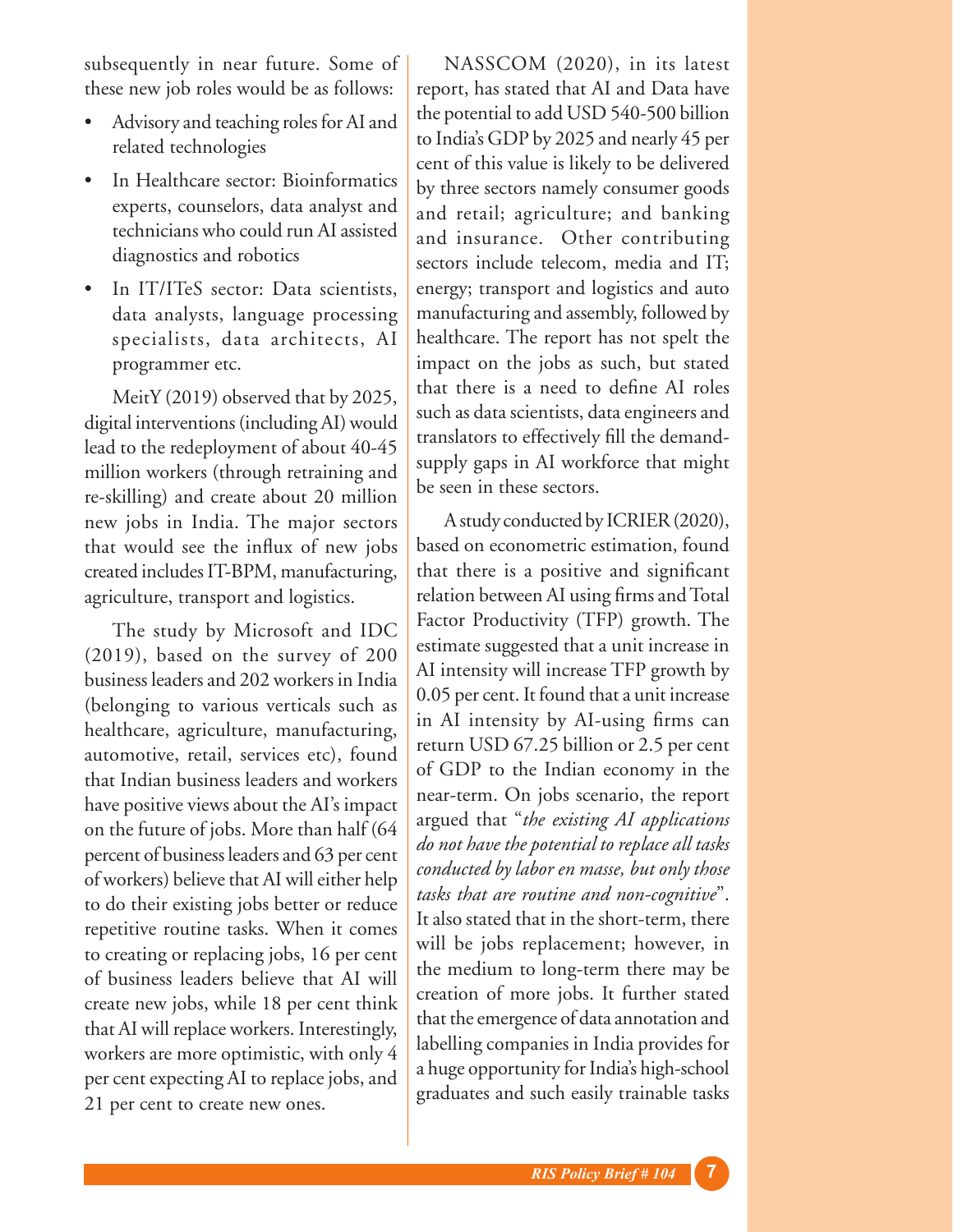subsequently in near future. Some of these new job roles would be as follows:

- Advisory and teaching roles for AI and related technologies
- In Healthcare sector: Bioinformatics experts, counselors, data analyst and technicians who could run AI assisted diagnostics and robotics
- In IT/ITeS sector: Data scientists, data analysts, language processing specialists, data architects, AI programmer etc.

MeitY (2019) observed that by 2025, digital interventions (including AI) would lead to the redeployment of about 40-45 million workers (through retraining and re-skilling) and create about 20 million new jobs in India. The major sectors that would see the influx of new jobs created includes IT-BPM, manufacturing, agriculture, transport and logistics.

The study by Microsoft and IDC (2019), based on the survey of 200 business leaders and 202 workers in India (belonging to various verticals such as healthcare, agriculture, manufacturing, automotive, retail, services etc), found that Indian business leaders and workers have positive views about the AI's impact on the future of jobs. More than half (64 percent of business leaders and 63 per cent of workers) believe that AI will either help to do their existing jobs better or reduce repetitive routine tasks. When it comes to creating or replacing jobs, 16 per cent of business leaders believe that AI will create new jobs, while 18 per cent think that AI will replace workers. Interestingly, workers are more optimistic, with only 4 per cent expecting AI to replace jobs, and 21 per cent to create new ones.

NASSCOM (2020), in its latest report, has stated that AI and Data have the potential to add USD 540-500 billion to India's GDP by 2025 and nearly 45 per cent of this value is likely to be delivered by three sectors namely consumer goods and retail; agriculture; and banking and insurance. Other contributing sectors include telecom, media and IT; energy; transport and logistics and auto manufacturing and assembly, followed by healthcare. The report has not spelt the impact on the jobs as such, but stated that there is a need to define AI roles such as data scientists, data engineers and translators to effectively fill the demand-supply gaps in AI workforce that might be seen in these sectors.

A study conducted by ICRIER (2020), based on econometric estimation, found that there is a positive and significant relation between AI using firms and Total Factor Productivity (TFP) growth. The estimate suggested that a unit increase in AI intensity will increase TFP growth by 0.05 per cent. It found that a unit increase in AI intensity by AI-using firms can return USD 67.25 billion or 2.5 per cent of GDP to the Indian economy in the near-term. On jobs scenario, the report argued that "*the existing AI applications do not have the potential to replace all tasks conducted by labor en masse, but only those tasks that are routine and non-cognitive*". It also stated that in the short-term, there will be jobs replacement; however, in the medium to long-term there may be creation of more jobs. It further stated that the emergence of data annotation and labelling companies in India provides for a huge opportunity for India's high-school graduates and such easily trainable tasks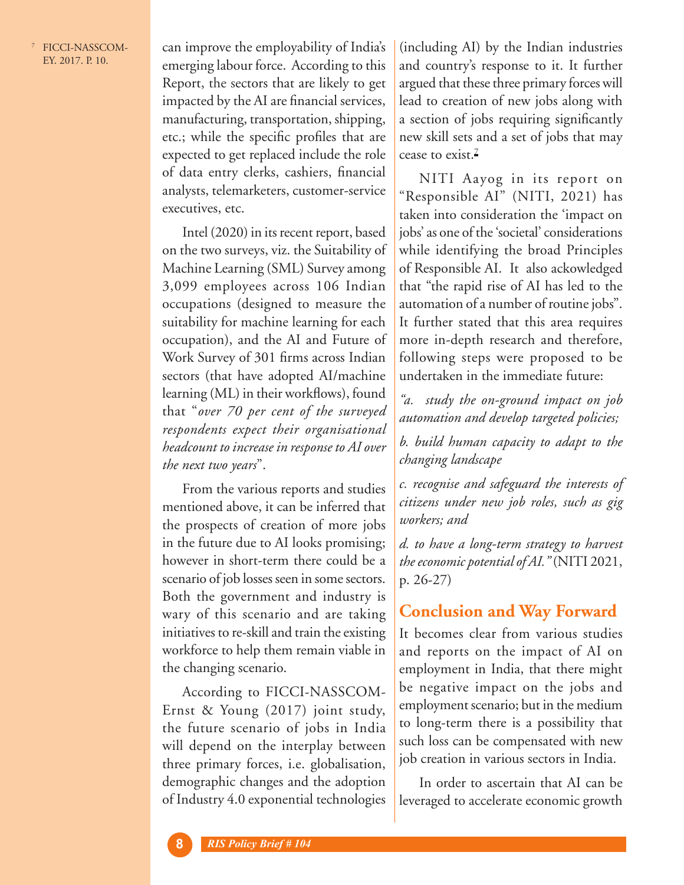can improve the employability of India's emerging labour force. According to this Report, the sectors that are likely to get impacted by the AI are financial services, manufacturing, transportation, shipping, etc.; while the specific profiles that are expected to get replaced include the role of data entry clerks, cashiers, financial analysts, telemarketers, customer-service executives, etc.

Intel (2020) in its recent report, based on the two surveys, viz. the Suitability of Machine Learning (SML) Survey among 3,099 employees across 106 Indian occupations (designed to measure the suitability for machine learning for each occupation), and the AI and Future of Work Survey of 301 firms across Indian sectors (that have adopted AI/machine learning (ML) in their workflows), found that "*over 70 per cent of the surveyed respondents expect their organisational headcount to increase in response to AI over the next two years*".

From the various reports and studies mentioned above, it can be inferred that the prospects of creation of more jobs in the future due to AI looks promising; however in short-term there could be a scenario of job losses seen in some sectors. Both the government and industry is wary of this scenario and are taking initiatives to re-skill and train the existing workforce to help them remain viable in the changing scenario.

According to FICCI-NASSCOM-Ernst & Young (2017) joint study, the future scenario of jobs in India will depend on the interplay between three primary forces, i.e. globalisation, demographic changes and the adoption of Industry 4.0 exponential technologies (including AI) by the Indian industries and country's response to it. It further argued that these three primary forces will lead to creation of new jobs along with a section of jobs requiring significantly new skill sets and a set of jobs that may cease to exist.[7]

NITI Aayog in its report on "Responsible AI" (NITI, 2021) has taken into consideration the 'impact on jobs' as one of the 'societal' considerations while identifying the broad Principles of Responsible AI. It also ackowledged that "the rapid rise of AI has led to the automation of a number of routine jobs". It further stated that this area requires more in-depth research and therefore, following steps were proposed to be undertaken in the immediate future:

*"a. study the on-ground impact on job automation and develop targeted policies;*

*b. build human capacity to adapt to the changing landscape*

*c. recognise and safeguard the interests of citizens under new job roles, such as gig workers; and*

*d. to have a long-term strategy to harvest the economic potential of AI."* (NITI 2021, p. 26-27)

## Conclusion and Way Forward

It becomes clear from various studies and reports on the impact of AI on employment in India, that there might be negative impact on the jobs and employment scenario; but in the medium to long-term there is a possibility that such loss can be compensated with new job creation in various sectors in India.

In order to ascertain that AI can be leveraged to accelerate economic growth

[7] FICCI-NASSCOM-EY. 2017. P. 10.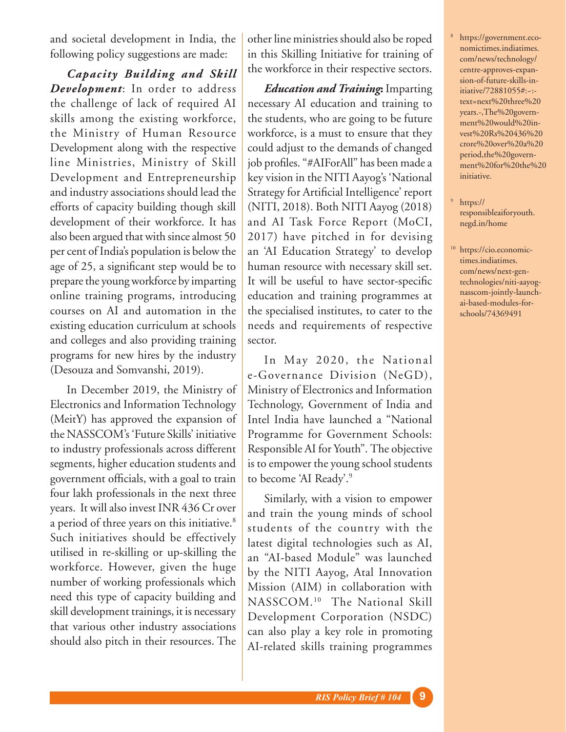and societal development in India, the following policy suggestions are made:

***Capacity Building and Skill Development***: In order to address the challenge of lack of required AI skills among the existing workforce, the Ministry of Human Resource Development along with the respective line Ministries, Ministry of Skill Development and Entrepreneurship and industry associations should lead the efforts of capacity building though skill development of their workforce. It has also been argued that with since almost 50 per cent of India's population is below the age of 25, a significant step would be to prepare the young workforce by imparting online training programs, introducing courses on AI and automation in the existing education curriculum at schools and colleges and also providing training programs for new hires by the industry (Desouza and Somvanshi, 2019).

In December 2019, the Ministry of Electronics and Information Technology (MeitY) has approved the expansion of the NASSCOM's 'Future Skills' initiative to industry professionals across different segments, higher education students and government officials, with a goal to train four lakh professionals in the next three years. It will also invest INR 436 Cr over a period of three years on this initiative.[8] Such initiatives should be effectively utilised in re-skilling or up-skilling the workforce. However, given the huge number of working professionals which need this type of capacity building and skill development trainings, it is necessary that various other industry associations should also pitch in their resources. The other line ministries should also be roped in this Skilling Initiative for training of the workforce in their respective sectors.

***Education and Training*:** Imparting necessary AI education and training to the students, who are going to be future workforce, is a must to ensure that they could adjust to the demands of changed job profiles. "#AIForAll" has been made a key vision in the NITI Aayog's 'National Strategy for Artificial Intelligence' report (NITI, 2018). Both NITI Aayog (2018) and AI Task Force Report (MoCI, 2017) have pitched in for devising an 'AI Education Strategy' to develop human resource with necessary skill set. It will be useful to have sector-specific education and training programmes at the specialised institutes, to cater to the needs and requirements of respective sector.

In May 2020, the National e-Governance Division (NeGD), Ministry of Electronics and Information Technology, Government of India and Intel India have launched a "National Programme for Government Schools: Responsible AI for Youth". The objective is to empower the young school students to become 'AI Ready'.[9]

Similarly, with a vision to empower and train the young minds of school students of the country with the latest digital technologies such as AI, an "AI-based Module" was launched by the NITI Aayog, Atal Innovation Mission (AIM) in collaboration with NASSCOM.[10] The National Skill Development Corporation (NSDC) can also play a key role in promoting AI-related skills training programmes

---

[8] https://government.economictimes.indiatimes.com/news/technology/centre-approves-expansion-of-future-skills-initiative/72881055#:~:text=next%20three%20years.-,The%20government%20would%20invest%20Rs%20436%20crore%20over%20a%20period,the%20government%20for%20the%20initiative.

[9] https://responsibleaiforyouth.negd.in/home

[10] https://cio.economictimes.indiatimes.com/news/next-gen-technologies/niti-aayog-nasscom-jointly-launch-ai-based-modules-for-schools/74369491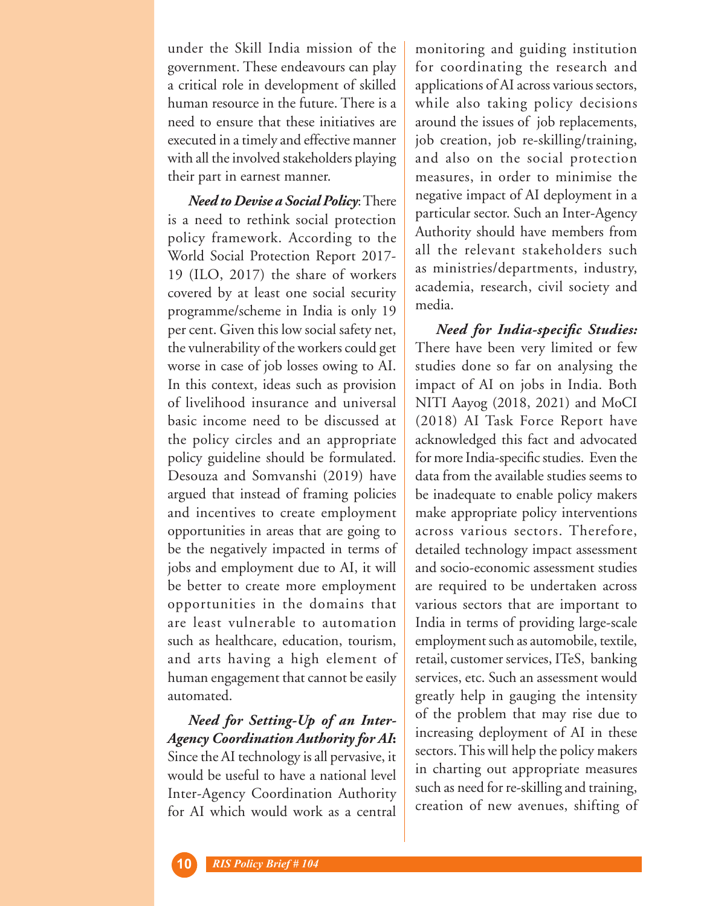under the Skill India mission of the government. These endeavours can play a critical role in development of skilled human resource in the future. There is a need to ensure that these initiatives are executed in a timely and effective manner with all the involved stakeholders playing their part in earnest manner.

***Need to Devise a Social Policy***: There is a need to rethink social protection policy framework. According to the World Social Protection Report 2017-19 (ILO, 2017) the share of workers covered by at least one social security programme/scheme in India is only 19 per cent. Given this low social safety net, the vulnerability of the workers could get worse in case of job losses owing to AI. In this context, ideas such as provision of livelihood insurance and universal basic income need to be discussed at the policy circles and an appropriate policy guideline should be formulated. Desouza and Somvanshi (2019) have argued that instead of framing policies and incentives to create employment opportunities in areas that are going to be the negatively impacted in terms of jobs and employment due to AI, it will be better to create more employment opportunities in the domains that are least vulnerable to automation such as healthcare, education, tourism, and arts having a high element of human engagement that cannot be easily automated.

***Need for Setting-Up of an Inter-Agency Coordination Authority for AI***: Since the AI technology is all pervasive, it would be useful to have a national level Inter-Agency Coordination Authority for AI which would work as a central monitoring and guiding institution for coordinating the research and applications of AI across various sectors, while also taking policy decisions around the issues of job replacements, job creation, job re-skilling/training, and also on the social protection measures, in order to minimise the negative impact of AI deployment in a particular sector. Such an Inter-Agency Authority should have members from all the relevant stakeholders such as ministries/departments, industry, academia, research, civil society and media.

***Need for India-specific Studies:*** There have been very limited or few studies done so far on analysing the impact of AI on jobs in India. Both NITI Aayog (2018, 2021) and MoCI (2018) AI Task Force Report have acknowledged this fact and advocated for more India-specific studies. Even the data from the available studies seems to be inadequate to enable policy makers make appropriate policy interventions across various sectors. Therefore, detailed technology impact assessment and socio-economic assessment studies are required to be undertaken across various sectors that are important to India in terms of providing large-scale employment such as automobile, textile, retail, customer services, ITeS, banking services, etc. Such an assessment would greatly help in gauging the intensity of the problem that may rise due to increasing deployment of AI in these sectors. This will help the policy makers in charting out appropriate measures such as need for re-skilling and training, creation of new avenues, shifting of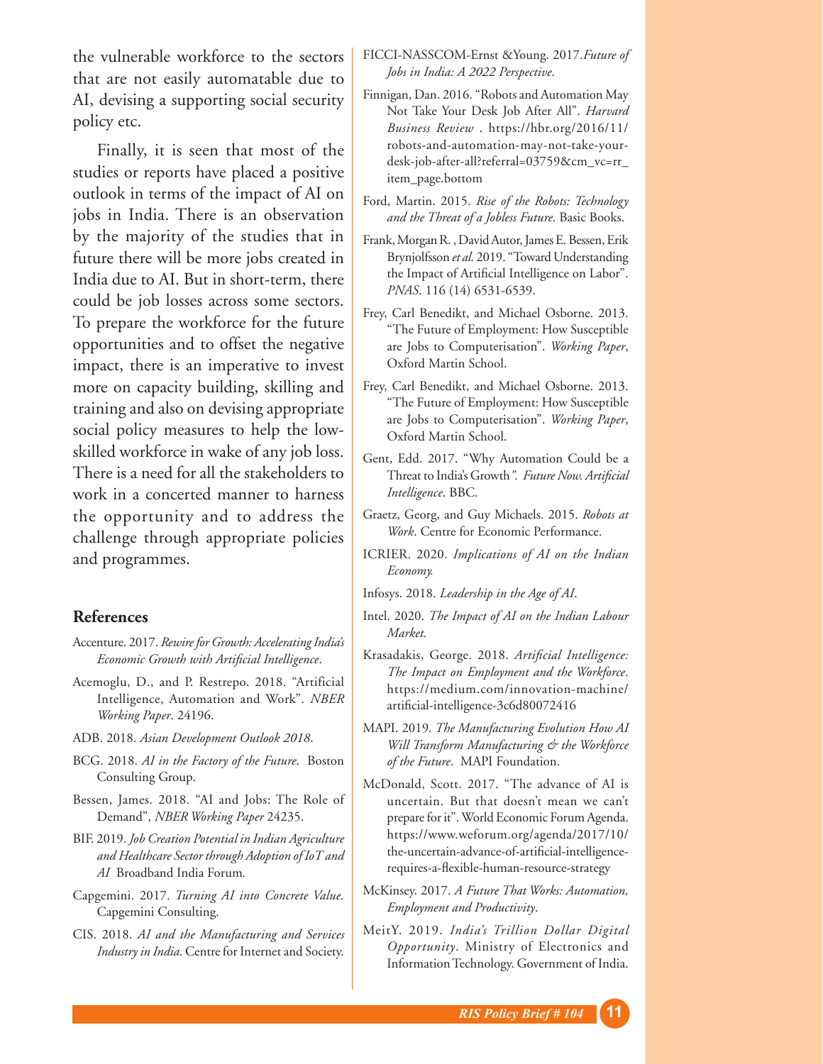the vulnerable workforce to the sectors that are not easily automatable due to AI, devising a supporting social security policy etc.

Finally, it is seen that most of the studies or reports have placed a positive outlook in terms of the impact of AI on jobs in India. There is an observation by the majority of the studies that in future there will be more jobs created in India due to AI. But in short-term, there could be job losses across some sectors. To prepare the workforce for the future opportunities and to offset the negative impact, there is an imperative to invest more on capacity building, skilling and training and also on devising appropriate social policy measures to help the low-skilled workforce in wake of any job loss. There is a need for all the stakeholders to work in a concerted manner to harness the opportunity and to address the challenge through appropriate policies and programmes.

## References

Accenture. 2017. *Rewire for Growth: Accelerating India's Economic Growth with Artificial Intelligence*.

Acemoglu, D., and P. Restrepo. 2018. "Artificial Intelligence, Automation and Work". *NBER Working Paper*. 24196.

ADB. 2018. *Asian Development Outlook 2018*.

BCG. 2018. *AI in the Factory of the Future*. Boston Consulting Group.

Bessen, James. 2018. "AI and Jobs: The Role of Demand", *NBER Working Paper* 24235.

BIF. 2019. *Job Creation Potential in Indian Agriculture and Healthcare Sector through Adoption of IoT and AI* Broadband India Forum.

Capgemini. 2017. *Turning AI into Concrete Value*. Capgemini Consulting.

CIS. 2018. *AI and the Manufacturing and Services Industry in India*. Centre for Internet and Society.

FICCI-NASSCOM-Ernst &Young. 2017.*Future of Jobs in India: A 2022 Perspective*.

Finnigan, Dan. 2016. "Robots and Automation May Not Take Your Desk Job After All". *Harvard Business Review* . https://hbr.org/2016/11/robots-and-automation-may-not-take-your-desk-job-after-all?referral=03759&cm_vc=rr_item_page.bottom

Ford, Martin. 2015. *Rise of the Robots: Technology and the Threat of a Jobless Future*. Basic Books.

Frank, Morgan R. , David Autor, James E. Bessen, Erik Brynjolfsson *et al.* 2019. "Toward Understanding the Impact of Artificial Intelligence on Labor". *PNAS*. 116 (14) 6531-6539.

Frey, Carl Benedikt, and Michael Osborne. 2013. "The Future of Employment: How Susceptible are Jobs to Computerisation". *Working Paper*, Oxford Martin School.

Frey, Carl Benedikt, and Michael Osborne. 2013. "The Future of Employment: How Susceptible are Jobs to Computerisation". *Working Paper*, Oxford Martin School.

Gent, Edd. 2017. "Why Automation Could be a Threat to India's Growth". *Future Now. Artificial Intelligence*. BBC.

Graetz, Georg, and Guy Michaels. 2015. *Robots at Work*. Centre for Economic Performance.

ICRIER. 2020. *Implications of AI on the Indian Economy.*

Infosys. 2018. *Leadership in the Age of AI*.

Intel. 2020. *The Impact of AI on the Indian Labour Market.*

Krasadakis, George. 2018. *Artificial Intelligence: The Impact on Employment and the Workforce*. https://medium.com/innovation-machine/artificial-intelligence-3c6d80072416

MAPI. 2019*. The Manufacturing Evolution How AI Will Transform Manufacturing & the Workforce of the Future*. MAPI Foundation.

McDonald, Scott. 2017. "The advance of AI is uncertain. But that doesn't mean we can't prepare for it". World Economic Forum Agenda. https://www.weforum.org/agenda/2017/10/the-uncertain-advance-of-artificial-intelligence-requires-a-flexible-human-resource-strategy

McKinsey. 2017. *A Future That Works: Automation, Employment and Productivity*.

MeitY. 2019. *India's Trillion Dollar Digital Opportunity*. Ministry of Electronics and Information Technology. Government of India.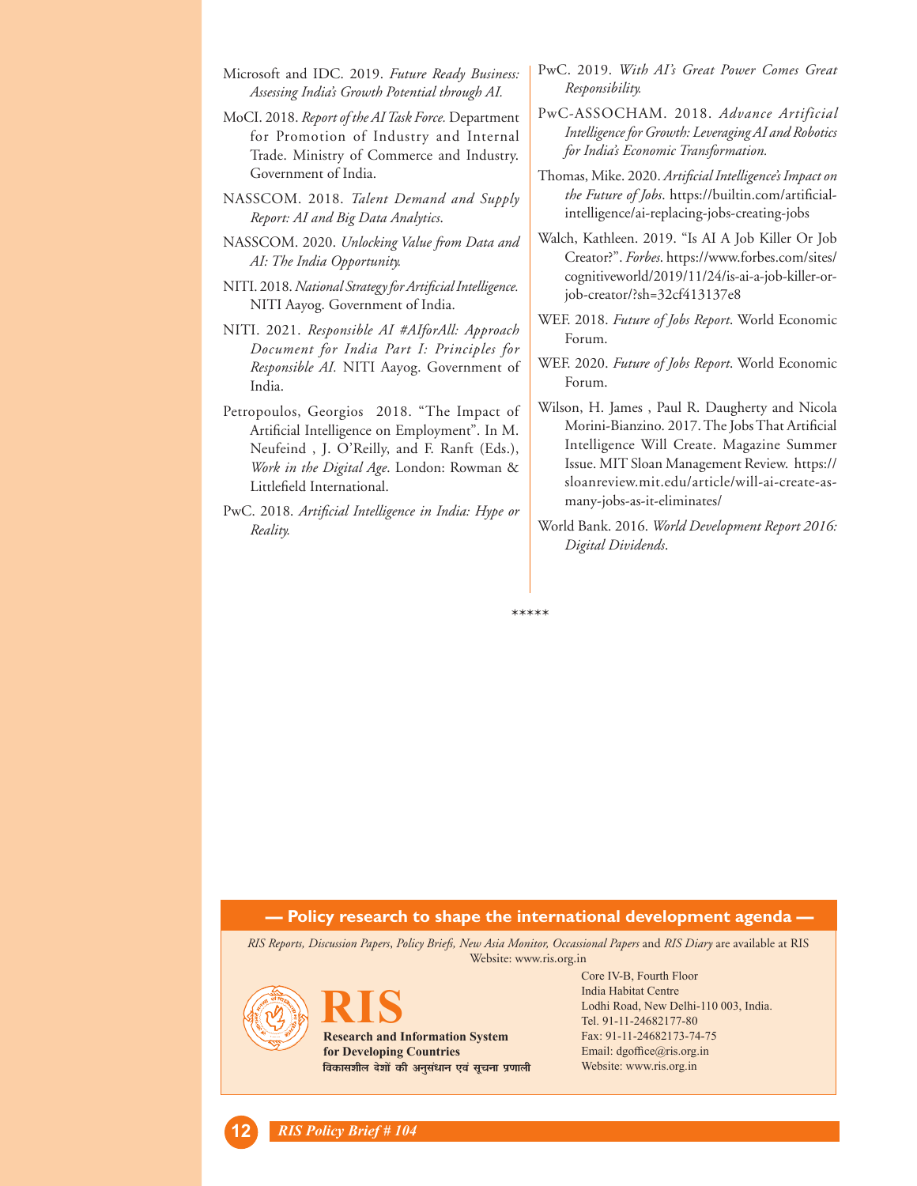Microsoft and IDC. 2019. *Future Ready Business: Assessing India's Growth Potential through AI.*

MoCI. 2018. *Report of the AI Task Force.* Department for Promotion of Industry and Internal Trade. Ministry of Commerce and Industry. Government of India.

NASSCOM. 2018. *Talent Demand and Supply Report: AI and Big Data Analytics*.

NASSCOM. 2020. *Unlocking Value from Data and AI: The India Opportunity.*

NITI. 2018. *National Strategy for Artificial Intelligence.* NITI Aayog. Government of India.

NITI. 2021. *Responsible AI #AIforAll: Approach Document for India Part I: Principles for Responsible AI.* NITI Aayog. Government of India.

Petropoulos, Georgios 2018. "The Impact of Artificial Intelligence on Employment". In M. Neufeind , J. O'Reilly, and F. Ranft (Eds.), *Work in the Digital Age*. London: Rowman & Littlefield International.

PwC. 2018. *Artificial Intelligence in India: Hype or Reality.*

PwC. 2019. *With AI's Great Power Comes Great Responsibility.*

PwC-ASSOCHAM. 2018. *Advance Artificial Intelligence for Growth: Leveraging AI and Robotics for India's Economic Transformation.*

Thomas, Mike. 2020. *Artificial Intelligence's Impact on the Future of Jobs*. https://builtin.com/artificial-intelligence/ai-replacing-jobs-creating-jobs

Walch, Kathleen. 2019. "Is AI A Job Killer Or Job Creator?". *Forbes*. https://www.forbes.com/sites/cognitiveworld/2019/11/24/is-ai-a-job-killer-or-job-creator/?sh=32cf413137e8

WEF. 2018. *Future of Jobs Report*. World Economic Forum.

WEF. 2020. *Future of Jobs Report*. World Economic Forum.

Wilson, H. James , Paul R. Daugherty and Nicola Morini-Bianzino. 2017. The Jobs That Artificial Intelligence Will Create. Magazine Summer Issue. MIT Sloan Management Review. https://sloanreview.mit.edu/article/will-ai-create-as-many-jobs-as-it-eliminates/

World Bank. 2016. *World Development Report 2016: Digital Dividends*.

*****

**— Policy research to shape the international development agenda —**

*RIS Reports, Discussion Papers*, *Policy Briefs, New Asia Monitor, Occassional Papers* and *RIS Diary* are available at RIS Website: www.ris.org.in

**RIS**

**Research and Information System for Developing Countries**

**विकासशील देशों की अनुसंधान एवं सूचना प्रणाली**

Core IV-B, Fourth Floor
India Habitat Centre
Lodhi Road, New Delhi-110 003, India.
Tel. 91-11-24682177-80
Fax: 91-11-24682173-74-75
Email: dgoffice@ris.org.in
Website: www.ris.org.in